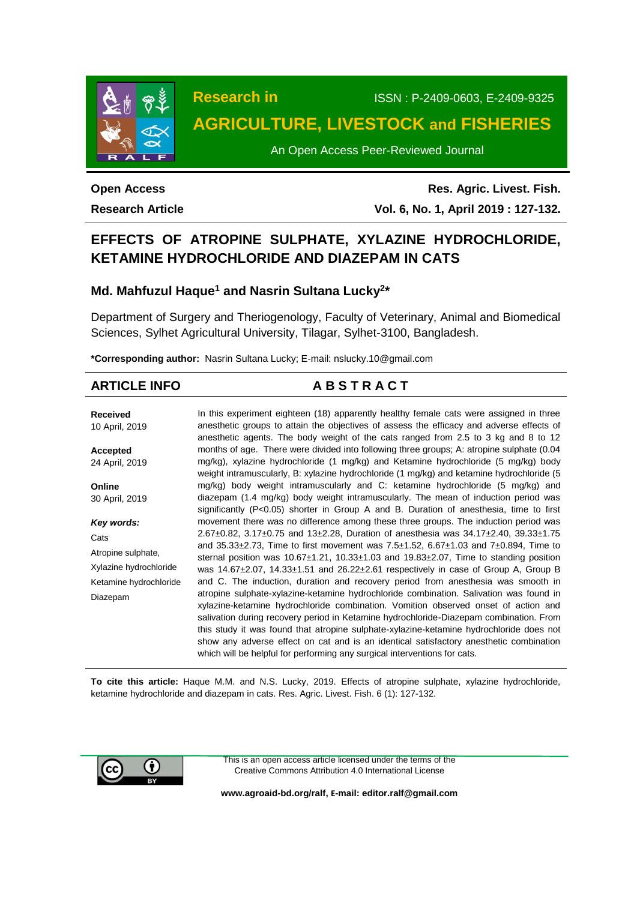# Research in AGRICULTURE, LIVESTOCK and FISHERIES

ISSN : P-2409-0603, E-2409-9325

An Open Access Peer-Reviewed Journal

**Open Access**

**Research Article**

**Res. Agric. Livest. Fish.**
**Vol. 6, No. 1, April 2019 : 127-132.**

## EFFECTS OF ATROPINE SULPHATE, XYLAZINE HYDROCHLORIDE, KETAMINE HYDROCHLORIDE AND DIAZEPAM IN CATS

### Md. Mahfuzul Haque[1] and Nasrin Sultana Lucky[2]*

Department of Surgery and Theriogenology, Faculty of Veterinary, Animal and Biomedical Sciences, Sylhet Agricultural University, Tilagar, Sylhet-3100, Bangladesh.

**\*Corresponding author:** Nasrin Sultana Lucky; E-mail: nslucky.10@gmail.com

## ARTICLE INFO

**Received**
10 April, 2019

**Accepted**
24 April, 2019

**Online**
30 April, 2019

***Key words:***
Cats
Atropine sulphate,
Xylazine hydrochloride
Ketamine hydrochloride
Diazepam

## A B S T R A C T

In this experiment eighteen (18) apparently healthy female cats were assigned in three anesthetic groups to attain the objectives of assess the efficacy and adverse effects of anesthetic agents. The body weight of the cats ranged from 2.5 to 3 kg and 8 to 12 months of age. There were divided into following three groups; A: atropine sulphate (0.04 mg/kg), xylazine hydrochloride (1 mg/kg) and Ketamine hydrochloride (5 mg/kg) body weight intramuscularly, B: xylazine hydrochloride (1 mg/kg) and ketamine hydrochloride (5 mg/kg) body weight intramuscularly and C: ketamine hydrochloride (5 mg/kg) and diazepam (1.4 mg/kg) body weight intramuscularly. The mean of induction period was significantly ($P<0.05$) shorter in Group A and B. Duration of anesthesia, time to first movement there was no difference among these three groups. The induction period was 2.67±0.82, 3.17±0.75 and 13±2.28, Duration of anesthesia was 34.17±2.40, 39.33±1.75 and 35.33±2.73, Time to first movement was 7.5±1.52, 6.67±1.03 and 7±0.894, Time to sternal position was 10.67±1.21, 10.33±1.03 and 19.83±2.07, Time to standing position was 14.67±2.07, 14.33±1.51 and 26.22±2.61 respectively in case of Group A, Group B and C. The induction, duration and recovery period from anesthesia was smooth in atropine sulphate-xylazine-ketamine hydrochloride combination. Salivation was found in xylazine-ketamine hydrochloride combination. Vomition observed onset of action and salivation during recovery period in Ketamine hydrochloride-Diazepam combination. From this study it was found that atropine sulphate-xylazine-ketamine hydrochloride does not show any adverse effect on cat and is an identical satisfactory anesthetic combination which will be helpful for performing any surgical interventions for cats.

**To cite this article:** Haque M.M. and N.S. Lucky, 2019. Effects of atropine sulphate, xylazine hydrochloride, ketamine hydrochloride and diazepam in cats. Res. Agric. Livest. Fish. 6 (1): 127-132.

This is an open access article licensed under the terms of the Creative Commons Attribution 4.0 International License

**www.agroaid-bd.org/ralf, E-mail: editor.ralf@gmail.com**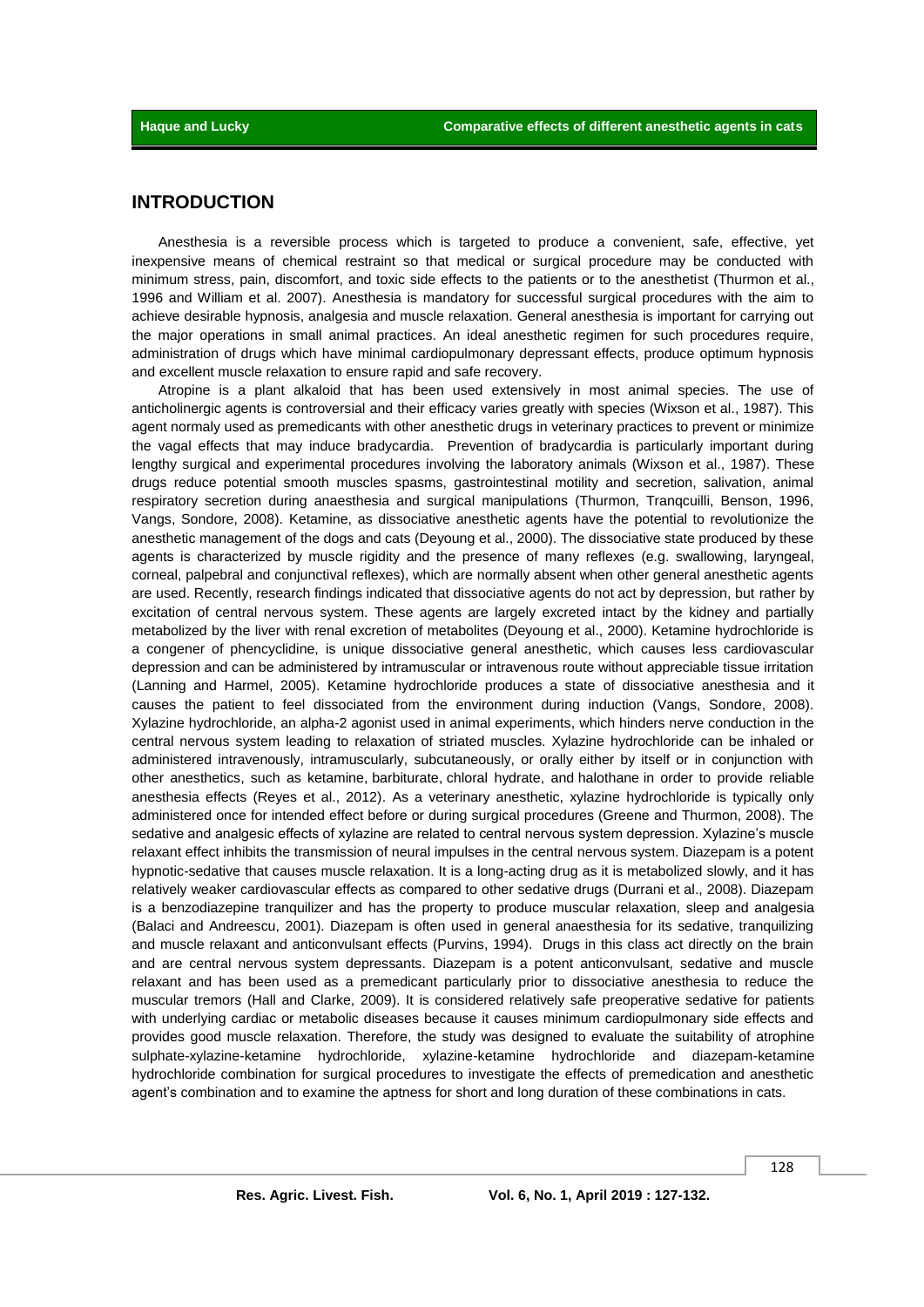## INTRODUCTION

Anesthesia is a reversible process which is targeted to produce a convenient, safe, effective, yet inexpensive means of chemical restraint so that medical or surgical procedure may be conducted with minimum stress, pain, discomfort, and toxic side effects to the patients or to the anesthetist (Thurmon et al., 1996 and William et al. 2007). Anesthesia is mandatory for successful surgical procedures with the aim to achieve desirable hypnosis, analgesia and muscle relaxation. General anesthesia is important for carrying out the major operations in small animal practices. An ideal anesthetic regimen for such procedures require, administration of drugs which have minimal cardiopulmonary depressant effects, produce optimum hypnosis and excellent muscle relaxation to ensure rapid and safe recovery.

Atropine is a plant alkaloid that has been used extensively in most animal species. The use of anticholinergic agents is controversial and their efficacy varies greatly with species (Wixson et al., 1987). This agent normaly used as premedicants with other anesthetic drugs in veterinary practices to prevent or minimize the vagal effects that may induce bradycardia. Prevention of bradycardia is particularly important during lengthy surgical and experimental procedures involving the laboratory animals (Wixson et al., 1987). These drugs reduce potential smooth muscles spasms, gastrointestinal motility and secretion, salivation, animal respiratory secretion during anaesthesia and surgical manipulations (Thurmon, Tranqcuilli, Benson, 1996, Vangs, Sondore, 2008). Ketamine, as dissociative anesthetic agents have the potential to revolutionize the anesthetic management of the dogs and cats (Deyoung et al., 2000). The dissociative state produced by these agents is characterized by muscle rigidity and the presence of many reflexes (e.g. swallowing, laryngeal, corneal, palpebral and conjunctival reflexes), which are normally absent when other general anesthetic agents are used. Recently, research findings indicated that dissociative agents do not act by depression, but rather by excitation of central nervous system. These agents are largely excreted intact by the kidney and partially metabolized by the liver with renal excretion of metabolites (Deyoung et al., 2000). Ketamine hydrochloride is a congener of phencyclidine, is unique dissociative general anesthetic, which causes less cardiovascular depression and can be administered by intramuscular or intravenous route without appreciable tissue irritation (Lanning and Harmel, 2005). Ketamine hydrochloride produces a state of dissociative anesthesia and it causes the patient to feel dissociated from the environment during induction (Vangs, Sondore, 2008). Xylazine hydrochloride, an alpha-2 agonist used in animal experiments, which hinders nerve conduction in the central nervous system leading to relaxation of striated muscles. Xylazine hydrochloride can be inhaled or administered intravenously, intramuscularly, subcutaneously, or orally either by itself or in conjunction with other anesthetics, such as ketamine, barbiturate, chloral hydrate, and halothane in order to provide reliable anesthesia effects (Reyes et al., 2012). As a veterinary anesthetic, xylazine hydrochloride is typically only administered once for intended effect before or during surgical procedures (Greene and Thurmon, 2008). The sedative and analgesic effects of xylazine are related to central nervous system depression. Xylazine's muscle relaxant effect inhibits the transmission of neural impulses in the central nervous system. Diazepam is a potent hypnotic-sedative that causes muscle relaxation. It is a long-acting drug as it is metabolized slowly, and it has relatively weaker cardiovascular effects as compared to other sedative drugs (Durrani et al., 2008). Diazepam is a benzodiazepine tranquilizer and has the property to produce muscular relaxation, sleep and analgesia (Balaci and Andreescu, 2001). Diazepam is often used in general anaesthesia for its sedative, tranquilizing and muscle relaxant and anticonvulsant effects (Purvins, 1994). Drugs in this class act directly on the brain and are central nervous system depressants. Diazepam is a potent anticonvulsant, sedative and muscle relaxant and has been used as a premedicant particularly prior to dissociative anesthesia to reduce the muscular tremors (Hall and Clarke, 2009). It is considered relatively safe preoperative sedative for patients with underlying cardiac or metabolic diseases because it causes minimum cardiopulmonary side effects and provides good muscle relaxation. Therefore, the study was designed to evaluate the suitability of atrophine sulphate-xylazine-ketamine hydrochloride, xylazine-ketamine hydrochloride and diazepam-ketamine hydrochloride combination for surgical procedures to investigate the effects of premedication and anesthetic agent's combination and to examine the aptness for short and long duration of these combinations in cats.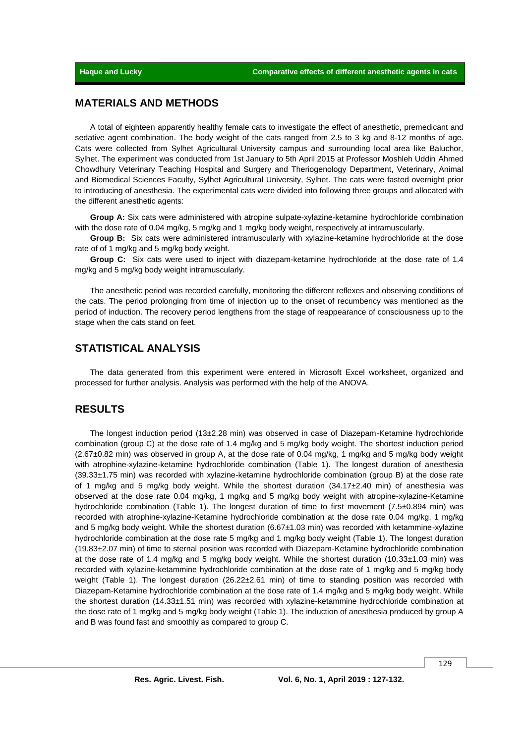## MATERIALS AND METHODS

A total of eighteen apparently healthy female cats to investigate the effect of anesthetic, premedicant and sedative agent combination. The body weight of the cats ranged from 2.5 to 3 kg and 8-12 months of age. Cats were collected from Sylhet Agricultural University campus and surrounding local area like Baluchor, Sylhet. The experiment was conducted from 1st January to 5th April 2015 at Professor Moshleh Uddin Ahmed Chowdhury Veterinary Teaching Hospital and Surgery and Theriogenology Department, Veterinary, Animal and Biomedical Sciences Faculty, Sylhet Agricultural University, Sylhet. The cats were fasted overnight prior to introducing of anesthesia. The experimental cats were divided into following three groups and allocated with the different anesthetic agents:

**Group A:** Six cats were administered with atropine sulpate-xylazine-ketamine hydrochloride combination with the dose rate of 0.04 mg/kg, 5 mg/kg and 1 mg/kg body weight, respectively at intramuscularly.

**Group B:** Six cats were administered intramuscularly with xylazine-ketamine hydrochloride at the dose rate of of 1 mg/kg and 5 mg/kg body weight.

**Group C:** Six cats were used to inject with diazepam-ketamine hydrochloride at the dose rate of 1.4 mg/kg and 5 mg/kg body weight intramuscularly.

The anesthetic period was recorded carefully, monitoring the different reflexes and observing conditions of the cats. The period prolonging from time of injection up to the onset of recumbency was mentioned as the period of induction. The recovery period lengthens from the stage of reappearance of consciousness up to the stage when the cats stand on feet.

## STATISTICAL ANALYSIS

The data generated from this experiment were entered in Microsoft Excel worksheet, organized and processed for further analysis. Analysis was performed with the help of the ANOVA.

## RESULTS

The longest induction period (13±2.28 min) was observed in case of Diazepam-Ketamine hydrochloride combination (group C) at the dose rate of 1.4 mg/kg and 5 mg/kg body weight. The shortest induction period (2.67±0.82 min) was observed in group A, at the dose rate of 0.04 mg/kg, 1 mg/kg and 5 mg/kg body weight with atrophine-xylazine-ketamine hydrochloride combination (Table 1). The longest duration of anesthesia (39.33±1.75 min) was recorded with xylazine-ketamine hydrochloride combination (group B) at the dose rate of 1 mg/kg and 5 mg/kg body weight. While the shortest duration (34.17±2.40 min) of anesthesia was observed at the dose rate 0.04 mg/kg, 1 mg/kg and 5 mg/kg body weight with atropine-xylazine-Ketamine hydrochloride combination (Table 1). The longest duration of time to first movement (7.5±0.894 min) was recorded with atrophine-xylazine-Ketamine hydrochloride combination at the dose rate 0.04 mg/kg, 1 mg/kg and 5 mg/kg body weight. While the shortest duration (6.67±1.03 min) was recorded with ketammine-xylazine hydrochloride combination at the dose rate 5 mg/kg and 1 mg/kg body weight (Table 1). The longest duration (19.83±2.07 min) of time to sternal position was recorded with Diazepam-Ketamine hydrochloride combination at the dose rate of 1.4 mg/kg and 5 mg/kg body weight. While the shortest duration (10.33±1.03 min) was recorded with xylazine-ketammine hydrochloride combination at the dose rate of 1 mg/kg and 5 mg/kg body weight (Table 1). The longest duration (26.22±2.61 min) of time to standing position was recorded with Diazepam-Ketamine hydrochloride combination at the dose rate of 1.4 mg/kg and 5 mg/kg body weight. While the shortest duration (14.33±1.51 min) was recorded with xylazine-ketammine hydrochloride combination at the dose rate of 1 mg/kg and 5 mg/kg body weight (Table 1). The induction of anesthesia produced by group A and B was found fast and smoothly as compared to group C.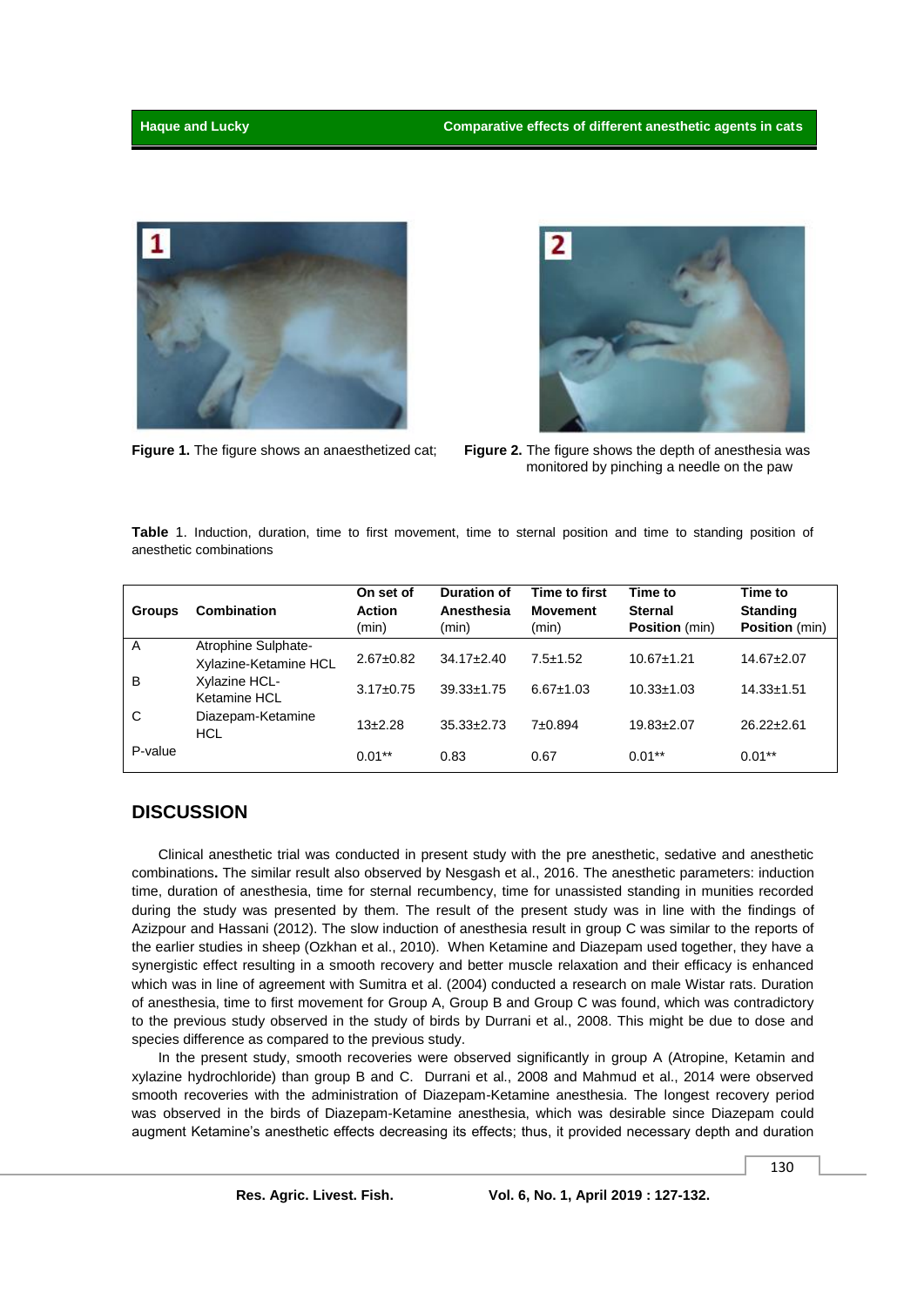**Figure 1.** The figure shows an anaesthetized cat;

**Figure 2.** The figure shows the depth of anesthesia was monitored by pinching a needle on the paw

**Table** 1. Induction, duration, time to first movement, time to sternal position and time to standing position of anesthetic combinations

| Groups | Combination | On set of Action (min) | Duration of Anesthesia (min) | Time to first Movement (min) | Time to Sternal Position (min) | Time to Standing Position (min) |
|---|---|---|---|---|---|---|
| A | Atrophine Sulphate-Xylazine-Ketamine HCL | 2.67±0.82 | 34.17±2.40 | 7.5±1.52 | 10.67±1.21 | 14.67±2.07 |
| B | Xylazine HCL-Ketamine HCL | 3.17±0.75 | 39.33±1.75 | 6.67±1.03 | 10.33±1.03 | 14.33±1.51 |
| C | Diazepam-Ketamine HCL | 13±2.28 | 35.33±2.73 | 7±0.894 | 19.83±2.07 | 26.22±2.61 |
| P-value | | 0.01** | 0.83 | 0.67 | 0.01** | 0.01** |

## DISCUSSION

Clinical anesthetic trial was conducted in present study with the pre anesthetic, sedative and anesthetic combinations**.** The similar result also observed by Nesgash et al., 2016. The anesthetic parameters: induction time, duration of anesthesia, time for sternal recumbency, time for unassisted standing in munities recorded during the study was presented by them. The result of the present study was in line with the findings of Azizpour and Hassani (2012). The slow induction of anesthesia result in group C was similar to the reports of the earlier studies in sheep (Ozkhan et al., 2010). When Ketamine and Diazepam used together, they have a synergistic effect resulting in a smooth recovery and better muscle relaxation and their efficacy is enhanced which was in line of agreement with Sumitra et al. (2004) conducted a research on male Wistar rats. Duration of anesthesia, time to first movement for Group A, Group B and Group C was found, which was contradictory to the previous study observed in the study of birds by Durrani et al., 2008. This might be due to dose and species difference as compared to the previous study.

In the present study, smooth recoveries were observed significantly in group A (Atropine, Ketamin and xylazine hydrochloride) than group B and C. Durrani et al., 2008 and Mahmud et al., 2014 were observed smooth recoveries with the administration of Diazepam-Ketamine anesthesia. The longest recovery period was observed in the birds of Diazepam-Ketamine anesthesia, which was desirable since Diazepam could augment Ketamine's anesthetic effects decreasing its effects; thus, it provided necessary depth and duration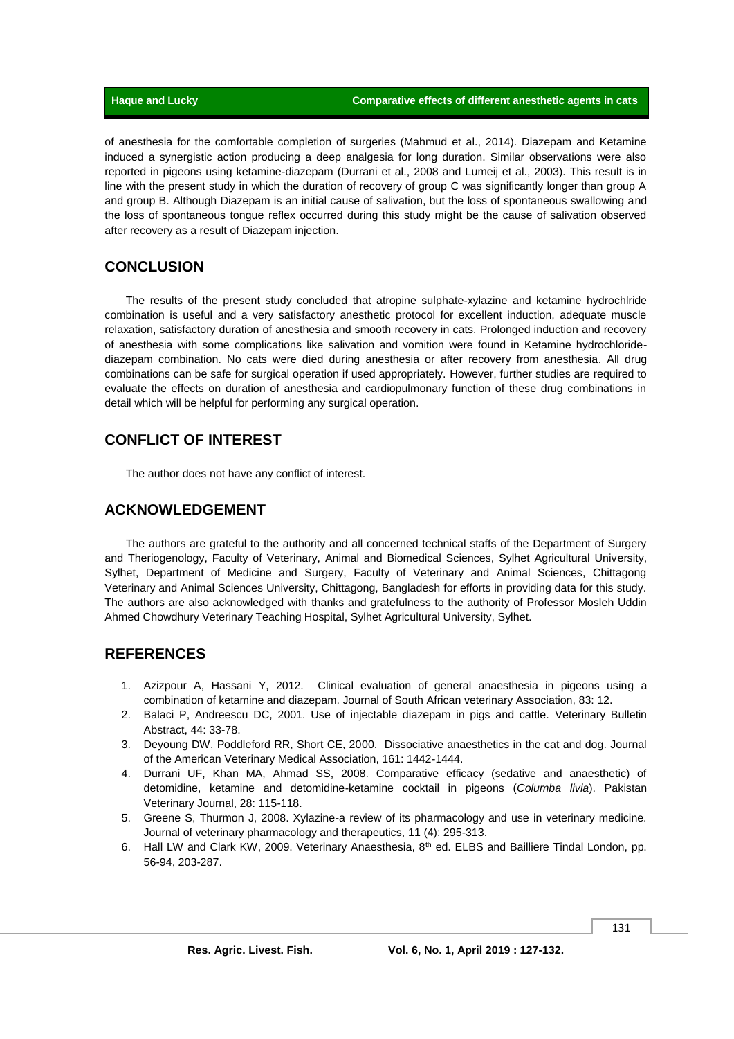of anesthesia for the comfortable completion of surgeries (Mahmud et al., 2014). Diazepam and Ketamine induced a synergistic action producing a deep analgesia for long duration. Similar observations were also reported in pigeons using ketamine-diazepam (Durrani et al., 2008 and Lumeij et al., 2003). This result is in line with the present study in which the duration of recovery of group C was significantly longer than group A and group B. Although Diazepam is an initial cause of salivation, but the loss of spontaneous swallowing and the loss of spontaneous tongue reflex occurred during this study might be the cause of salivation observed after recovery as a result of Diazepam injection.

## CONCLUSION

The results of the present study concluded that atropine sulphate-xylazine and ketamine hydrochlride combination is useful and a very satisfactory anesthetic protocol for excellent induction, adequate muscle relaxation, satisfactory duration of anesthesia and smooth recovery in cats. Prolonged induction and recovery of anesthesia with some complications like salivation and vomition were found in Ketamine hydrochloride-diazepam combination. No cats were died during anesthesia or after recovery from anesthesia. All drug combinations can be safe for surgical operation if used appropriately. However, further studies are required to evaluate the effects on duration of anesthesia and cardiopulmonary function of these drug combinations in detail which will be helpful for performing any surgical operation.

## CONFLICT OF INTEREST

The author does not have any conflict of interest.

## ACKNOWLEDGEMENT

The authors are grateful to the authority and all concerned technical staffs of the Department of Surgery and Theriogenology, Faculty of Veterinary, Animal and Biomedical Sciences, Sylhet Agricultural University, Sylhet, Department of Medicine and Surgery, Faculty of Veterinary and Animal Sciences, Chittagong Veterinary and Animal Sciences University, Chittagong, Bangladesh for efforts in providing data for this study. The authors are also acknowledged with thanks and gratefulness to the authority of Professor Mosleh Uddin Ahmed Chowdhury Veterinary Teaching Hospital, Sylhet Agricultural University, Sylhet.

## REFERENCES

1. Azizpour A, Hassani Y, 2012. Clinical evaluation of general anaesthesia in pigeons using a combination of ketamine and diazepam. Journal of South African veterinary Association, 83: 12.
2. Balaci P, Andreescu DC, 2001. Use of injectable diazepam in pigs and cattle. Veterinary Bulletin Abstract, 44: 33-78.
3. Deyoung DW, Poddleford RR, Short CE, 2000. Dissociative anaesthetics in the cat and dog. Journal of the American Veterinary Medical Association, 161: 1442-1444.
4. Durrani UF, Khan MA, Ahmad SS, 2008. Comparative efficacy (sedative and anaesthetic) of detomidine, ketamine and detomidine-ketamine cocktail in pigeons (*Columba livia*). Pakistan Veterinary Journal, 28: 115-118.
5. Greene S, Thurmon J, 2008. Xylazine-a review of its pharmacology and use in veterinary medicine. Journal of veterinary pharmacology and therapeutics, 11 (4): 295-313.
6. Hall LW and Clark KW, 2009. Veterinary Anaesthesia, 8th ed. ELBS and Bailliere Tindal London, pp. 56-94, 203-287.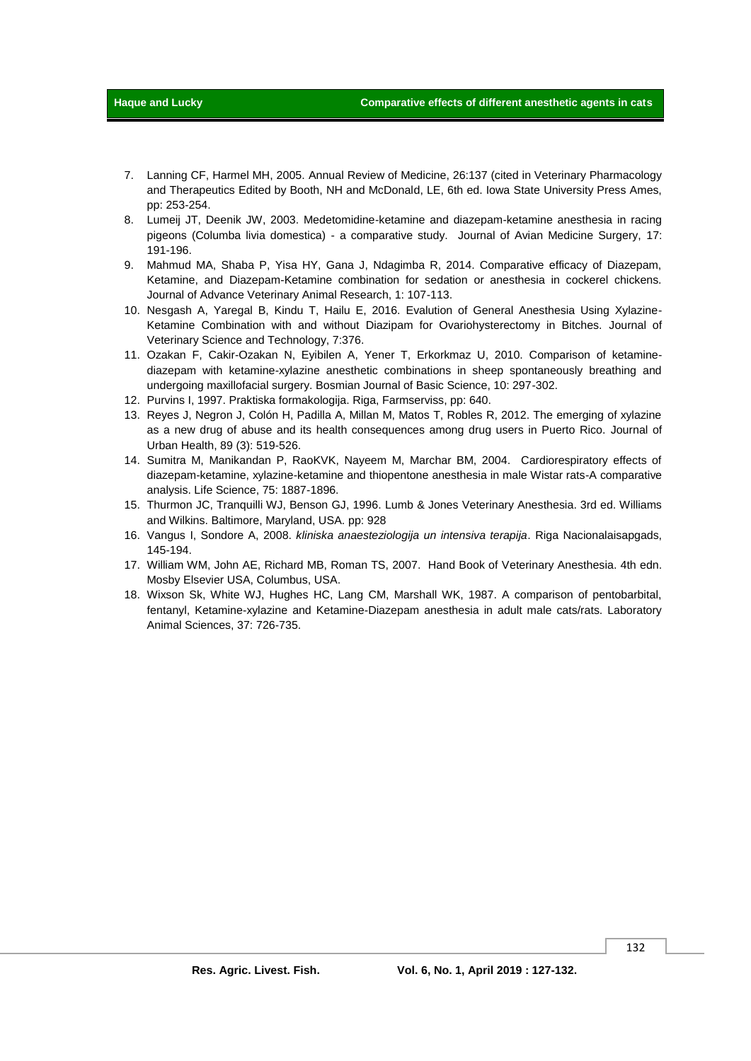7. Lanning CF, Harmel MH, 2005. Annual Review of Medicine, 26:137 (cited in Veterinary Pharmacology and Therapeutics Edited by Booth, NH and McDonald, LE, 6th ed. Iowa State University Press Ames, pp: 253-254.
8. Lumeij JT, Deenik JW, 2003. Medetomidine-ketamine and diazepam-ketamine anesthesia in racing pigeons (Columba livia domestica) - a comparative study. Journal of Avian Medicine Surgery, 17: 191-196.
9. Mahmud MA, Shaba P, Yisa HY, Gana J, Ndagimba R, 2014. Comparative efficacy of Diazepam, Ketamine, and Diazepam-Ketamine combination for sedation or anesthesia in cockerel chickens. Journal of Advance Veterinary Animal Research, 1: 107-113.
10. Nesgash A, Yaregal B, Kindu T, Hailu E, 2016. Evalution of General Anesthesia Using Xylazine-Ketamine Combination with and without Diazipam for Ovariohysterectomy in Bitches. Journal of Veterinary Science and Technology, 7:376.
11. Ozakan F, Cakir-Ozakan N, Eyibilen A, Yener T, Erkorkmaz U, 2010. Comparison of ketamine-diazepam with ketamine-xylazine anesthetic combinations in sheep spontaneously breathing and undergoing maxillofacial surgery. Bosmian Journal of Basic Science, 10: 297-302.
12. Purvins I, 1997. Praktiska formakologija. Riga, Farmserviss, pp: 640.
13. Reyes J, Negron J, Colón H, Padilla A, Millan M, Matos T, Robles R, 2012. The emerging of xylazine as a new drug of abuse and its health consequences among drug users in Puerto Rico. Journal of Urban Health, 89 (3): 519-526.
14. Sumitra M, Manikandan P, RaoKVK, Nayeem M, Marchar BM, 2004. Cardiorespiratory effects of diazepam-ketamine, xylazine-ketamine and thiopentone anesthesia in male Wistar rats-A comparative analysis. Life Science, 75: 1887-1896.
15. Thurmon JC, Tranquilli WJ, Benson GJ, 1996. Lumb & Jones Veterinary Anesthesia. 3rd ed. Williams and Wilkins. Baltimore, Maryland, USA. pp: 928
16. Vangus I, Sondore A, 2008. *kliniska anaesteziologija un intensiva terapija*. Riga Nacionalaisapgads, 145-194.
17. William WM, John AE, Richard MB, Roman TS, 2007. Hand Book of Veterinary Anesthesia. 4th edn. Mosby Elsevier USA, Columbus, USA.
18. Wixson Sk, White WJ, Hughes HC, Lang CM, Marshall WK, 1987. A comparison of pentobarbital, fentanyl, Ketamine-xylazine and Ketamine-Diazepam anesthesia in adult male cats/rats. Laboratory Animal Sciences, 37: 726-735.